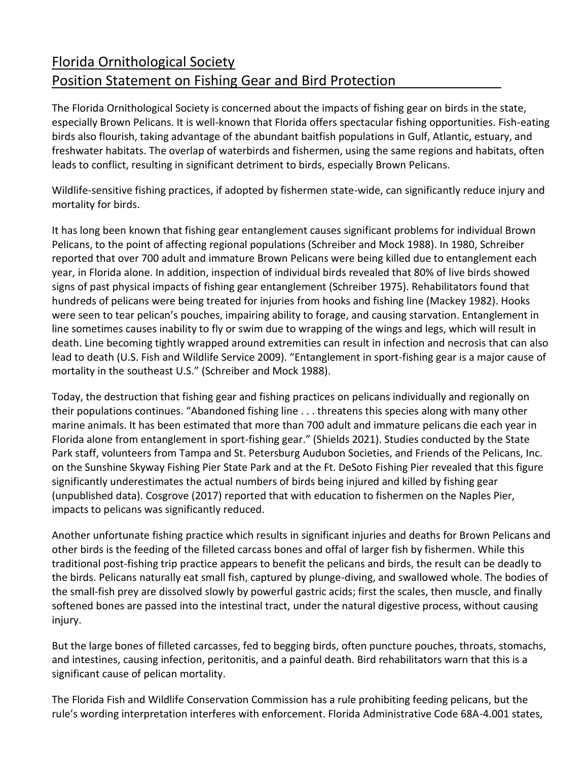# Florida Ornithological Society
## Position Statement on Fishing Gear and Bird Protection

The Florida Ornithological Society is concerned about the impacts of fishing gear on birds in the state, especially Brown Pelicans. It is well-known that Florida offers spectacular fishing opportunities. Fish-eating birds also flourish, taking advantage of the abundant baitfish populations in Gulf, Atlantic, estuary, and freshwater habitats. The overlap of waterbirds and fishermen, using the same regions and habitats, often leads to conflict, resulting in significant detriment to birds, especially Brown Pelicans.

Wildlife-sensitive fishing practices, if adopted by fishermen state-wide, can significantly reduce injury and mortality for birds.

It has long been known that fishing gear entanglement causes significant problems for individual Brown Pelicans, to the point of affecting regional populations (Schreiber and Mock 1988). In 1980, Schreiber reported that over 700 adult and immature Brown Pelicans were being killed due to entanglement each year, in Florida alone. In addition, inspection of individual birds revealed that 80% of live birds showed signs of past physical impacts of fishing gear entanglement (Schreiber 1975). Rehabilitators found that hundreds of pelicans were being treated for injuries from hooks and fishing line (Mackey 1982). Hooks were seen to tear pelican's pouches, impairing ability to forage, and causing starvation. Entanglement in line sometimes causes inability to fly or swim due to wrapping of the wings and legs, which will result in death. Line becoming tightly wrapped around extremities can result in infection and necrosis that can also lead to death (U.S. Fish and Wildlife Service 2009). "Entanglement in sport-fishing gear is a major cause of mortality in the southeast U.S." (Schreiber and Mock 1988).

Today, the destruction that fishing gear and fishing practices on pelicans individually and regionally on their populations continues. "Abandoned fishing line . . . threatens this species along with many other marine animals. It has been estimated that more than 700 adult and immature pelicans die each year in Florida alone from entanglement in sport-fishing gear." (Shields 2021). Studies conducted by the State Park staff, volunteers from Tampa and St. Petersburg Audubon Societies, and Friends of the Pelicans, Inc. on the Sunshine Skyway Fishing Pier State Park and at the Ft. DeSoto Fishing Pier revealed that this figure significantly underestimates the actual numbers of birds being injured and killed by fishing gear (unpublished data). Cosgrove (2017) reported that with education to fishermen on the Naples Pier, impacts to pelicans was significantly reduced.

Another unfortunate fishing practice which results in significant injuries and deaths for Brown Pelicans and other birds is the feeding of the filleted carcass bones and offal of larger fish by fishermen. While this traditional post-fishing trip practice appears to benefit the pelicans and birds, the result can be deadly to the birds. Pelicans naturally eat small fish, captured by plunge-diving, and swallowed whole. The bodies of the small-fish prey are dissolved slowly by powerful gastric acids; first the scales, then muscle, and finally softened bones are passed into the intestinal tract, under the natural digestive process, without causing injury.

But the large bones of filleted carcasses, fed to begging birds, often puncture pouches, throats, stomachs, and intestines, causing infection, peritonitis, and a painful death. Bird rehabilitators warn that this is a significant cause of pelican mortality.

The Florida Fish and Wildlife Conservation Commission has a rule prohibiting feeding pelicans, but the rule's wording interpretation interferes with enforcement. Florida Administrative Code 68A-4.001 states,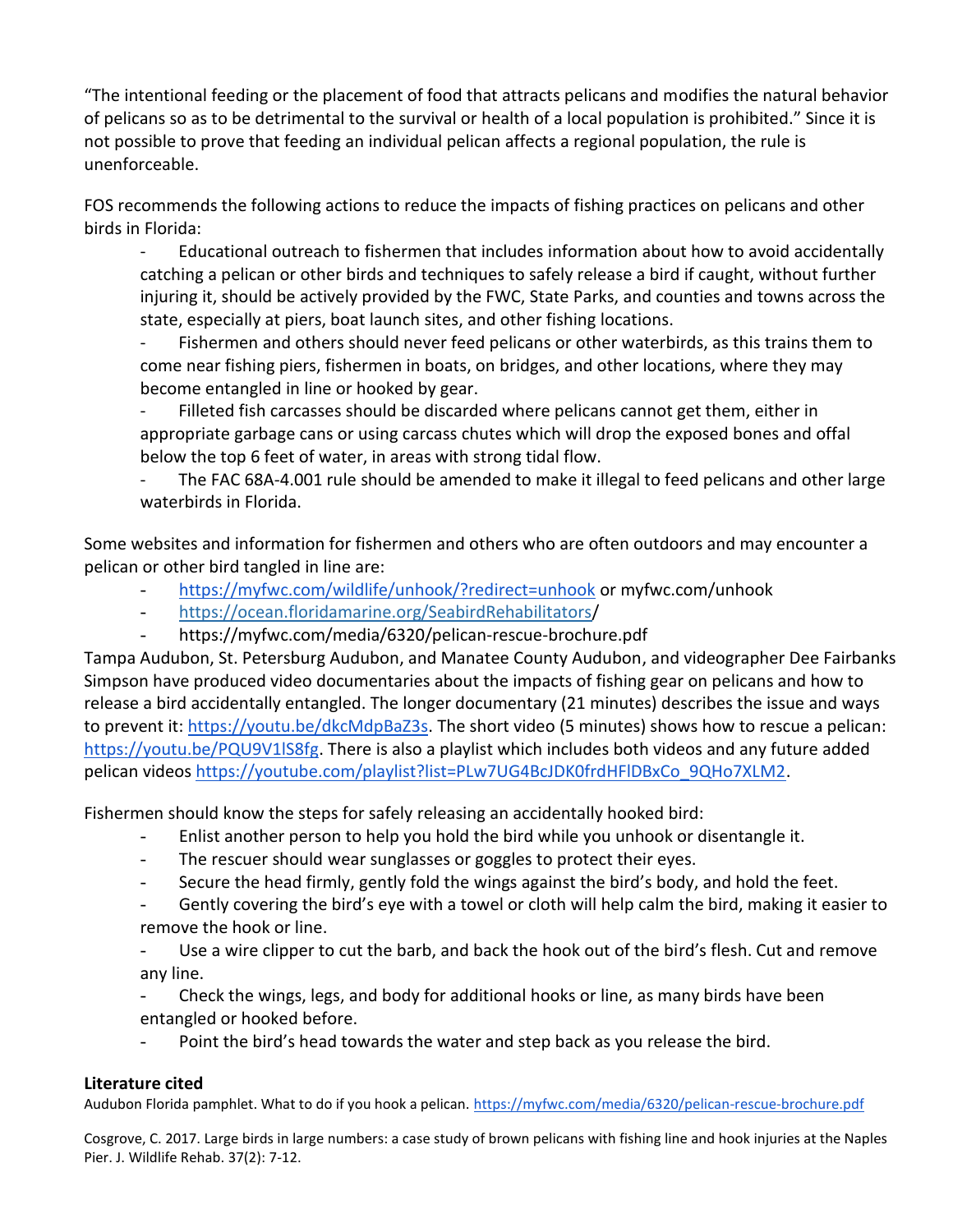"The intentional feeding or the placement of food that attracts pelicans and modifies the natural behavior of pelicans so as to be detrimental to the survival or health of a local population is prohibited." Since it is not possible to prove that feeding an individual pelican affects a regional population, the rule is unenforceable.

FOS recommends the following actions to reduce the impacts of fishing practices on pelicans and other birds in Florida:

- Educational outreach to fishermen that includes information about how to avoid accidentally catching a pelican or other birds and techniques to safely release a bird if caught, without further injuring it, should be actively provided by the FWC, State Parks, and counties and towns across the state, especially at piers, boat launch sites, and other fishing locations.
- Fishermen and others should never feed pelicans or other waterbirds, as this trains them to come near fishing piers, fishermen in boats, on bridges, and other locations, where they may become entangled in line or hooked by gear.
- Filleted fish carcasses should be discarded where pelicans cannot get them, either in appropriate garbage cans or using carcass chutes which will drop the exposed bones and offal below the top 6 feet of water, in areas with strong tidal flow.
- The FAC 68A-4.001 rule should be amended to make it illegal to feed pelicans and other large waterbirds in Florida.

Some websites and information for fishermen and others who are often outdoors and may encounter a pelican or other bird tangled in line are:

- https://myfwc.com/wildlife/unhook/?redirect=unhook or myfwc.com/unhook
- https://ocean.floridamarine.org/SeabirdRehabilitators/
- https://myfwc.com/media/6320/pelican-rescue-brochure.pdf

Tampa Audubon, St. Petersburg Audubon, and Manatee County Audubon, and videographer Dee Fairbanks Simpson have produced video documentaries about the impacts of fishing gear on pelicans and how to release a bird accidentally entangled. The longer documentary (21 minutes) describes the issue and ways to prevent it: https://youtu.be/dkcMdpBaZ3s. The short video (5 minutes) shows how to rescue a pelican: https://youtu.be/PQU9V1lS8fg. There is also a playlist which includes both videos and any future added pelican videos https://youtube.com/playlist?list=PLw7UG4BcJDK0frdHFlDBxCo_9QHo7XLM2.

Fishermen should know the steps for safely releasing an accidentally hooked bird:

- Enlist another person to help you hold the bird while you unhook or disentangle it.
- The rescuer should wear sunglasses or goggles to protect their eyes.
- Secure the head firmly, gently fold the wings against the bird's body, and hold the feet.
- Gently covering the bird's eye with a towel or cloth will help calm the bird, making it easier to remove the hook or line.
- Use a wire clipper to cut the barb, and back the hook out of the bird's flesh. Cut and remove any line.
- Check the wings, legs, and body for additional hooks or line, as many birds have been entangled or hooked before.
- Point the bird's head towards the water and step back as you release the bird.

## Literature cited

Audubon Florida pamphlet. What to do if you hook a pelican. https://myfwc.com/media/6320/pelican-rescue-brochure.pdf

Cosgrove, C. 2017. Large birds in large numbers: a case study of brown pelicans with fishing line and hook injuries at the Naples Pier. J. Wildlife Rehab. 37(2): 7-12.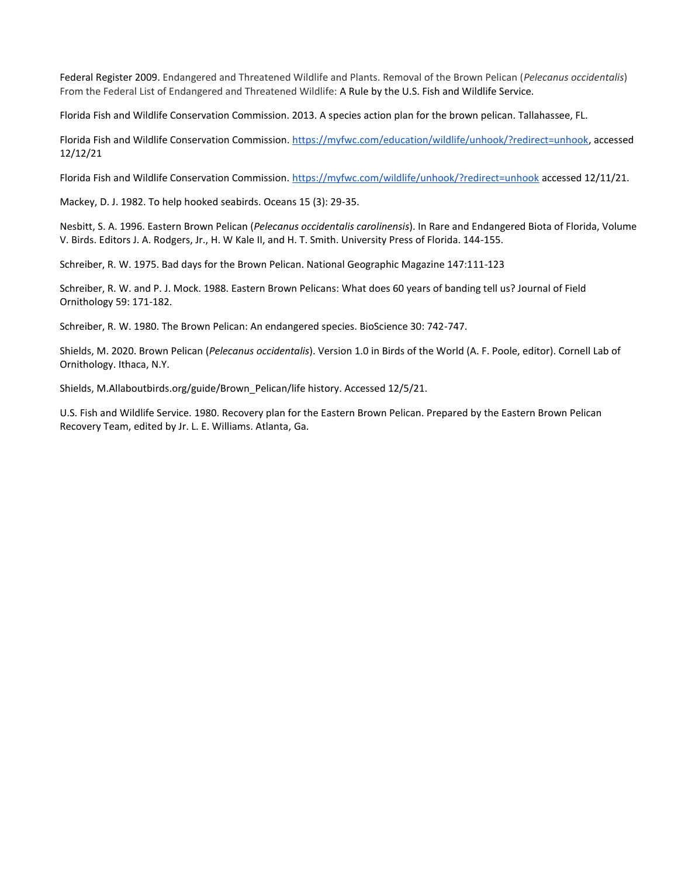Federal Register 2009. Endangered and Threatened Wildlife and Plants. Removal of the Brown Pelican (*Pelecanus occidentalis*) From the Federal List of Endangered and Threatened Wildlife: A Rule by the U.S. Fish and Wildlife Service.

Florida Fish and Wildlife Conservation Commission. 2013. A species action plan for the brown pelican. Tallahassee, FL.

Florida Fish and Wildlife Conservation Commission. https://myfwc.com/education/wildlife/unhook/?redirect=unhook, accessed 12/12/21

Florida Fish and Wildlife Conservation Commission. https://myfwc.com/wildlife/unhook/?redirect=unhook accessed 12/11/21.

Mackey, D. J. 1982. To help hooked seabirds. Oceans 15 (3): 29-35.

Nesbitt, S. A. 1996. Eastern Brown Pelican (*Pelecanus occidentalis carolinensis*). In Rare and Endangered Biota of Florida, Volume V. Birds. Editors J. A. Rodgers, Jr., H. W Kale II, and H. T. Smith. University Press of Florida. 144-155.

Schreiber, R. W. 1975. Bad days for the Brown Pelican. National Geographic Magazine 147:111-123

Schreiber, R. W. and P. J. Mock. 1988. Eastern Brown Pelicans: What does 60 years of banding tell us? Journal of Field Ornithology 59: 171-182.

Schreiber, R. W. 1980. The Brown Pelican: An endangered species. BioScience 30: 742-747.

Shields, M. 2020. Brown Pelican (*Pelecanus occidentalis*). Version 1.0 in Birds of the World (A. F. Poole, editor). Cornell Lab of Ornithology. Ithaca, N.Y.

Shields, M.Allaboutbirds.org/guide/Brown_Pelican/life history. Accessed 12/5/21.

U.S. Fish and Wildlife Service. 1980. Recovery plan for the Eastern Brown Pelican. Prepared by the Eastern Brown Pelican Recovery Team, edited by Jr. L. E. Williams. Atlanta, Ga.